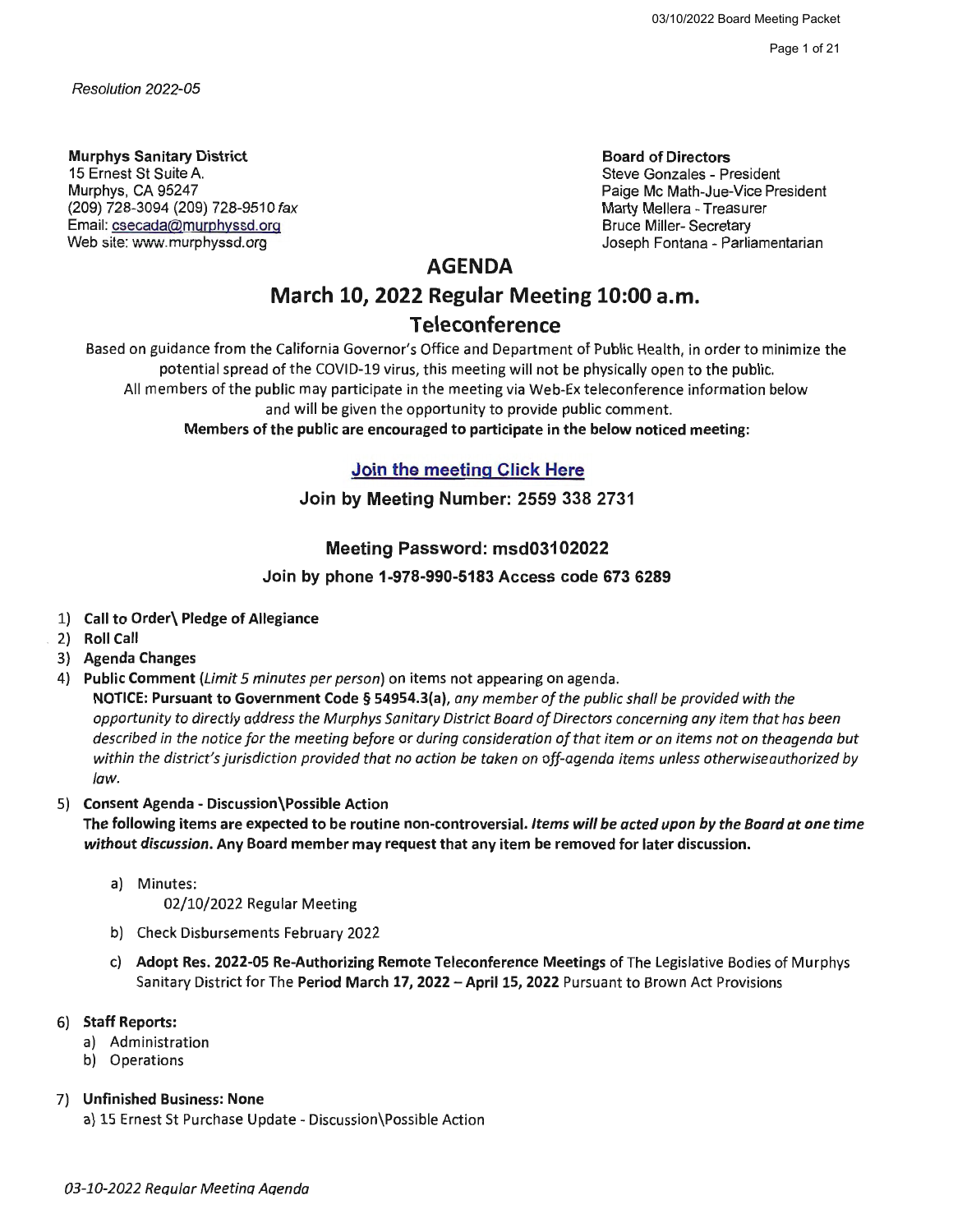*Resolution 2022-05*

**Murphys Sanitary District**
15 Ernest St Suite A.
Murphys, CA 95247
(209) 728-3094 (209) 728-9510 *fax*
Email: csecada@murphyssd.org
Web site: www.murphyssd.org

**Board of Directors**
Steve Gonzales - President
Paige Mc Math-Jue-Vice President
Marty Mellera - Treasurer
Bruce Miller- Secretary
Joseph Fontana - Parliamentarian

# AGENDA

## March 10, 2022 Regular Meeting 10:00 a.m.

## Teleconference

Based on guidance from the California Governor's Office and Department of Public Health, in order to minimize the potential spread of the COVID-19 virus, this meeting will not be physically open to the public.
All members of the public may participate in the meeting via Web-Ex teleconference information below and will be given the opportunity to provide public comment.
**Members of the public are encouraged to participate in the below noticed meeting:**

**Join the meeting Click Here**

**Join by Meeting Number: 2559 338 2731**

**Meeting Password: msd03102022**

**Join by phone 1-978-990-5183 Access code 673 6289**

1) **Call to Order\ Pledge of Allegiance**
2) **Roll Call**
3) **Agenda Changes**
4) **Public Comment** (*Limit 5 minutes per person*) on items not appearing on agenda.
   **NOTICE: Pursuant to Government Code § 54954.3(a)**, *any member of the public shall be provided with the opportunity to directly address the Murphys Sanitary District Board of Directors concerning any item that has been described in the notice for the meeting before or during consideration of that item or on items not on theagenda but within the district's jurisdiction provided that no action be taken on off-agenda items unless otherwiseauthorized by law.*
5) **Consent Agenda - Discussion\Possible Action**
   **The following items are expected to be routine non-controversial.** ***Items will be acted upon by the Board at one time without discussion.*** **Any Board member may request that any item be removed for later discussion.**
   a) Minutes:
      02/10/2022 Regular Meeting
   b) Check Disbursements February 2022
   c) **Adopt Res. 2022-05 Re-Authorizing Remote Teleconference Meetings** of The Legislative Bodies of Murphys Sanitary District for The **Period March 17, 2022 – April 15, 2022** Pursuant to Brown Act Provisions
6) **Staff Reports:**
   a) Administration
   b) Operations
7) **Unfinished Business: None**
   a) 15 Ernest St Purchase Update - Discussion\Possible Action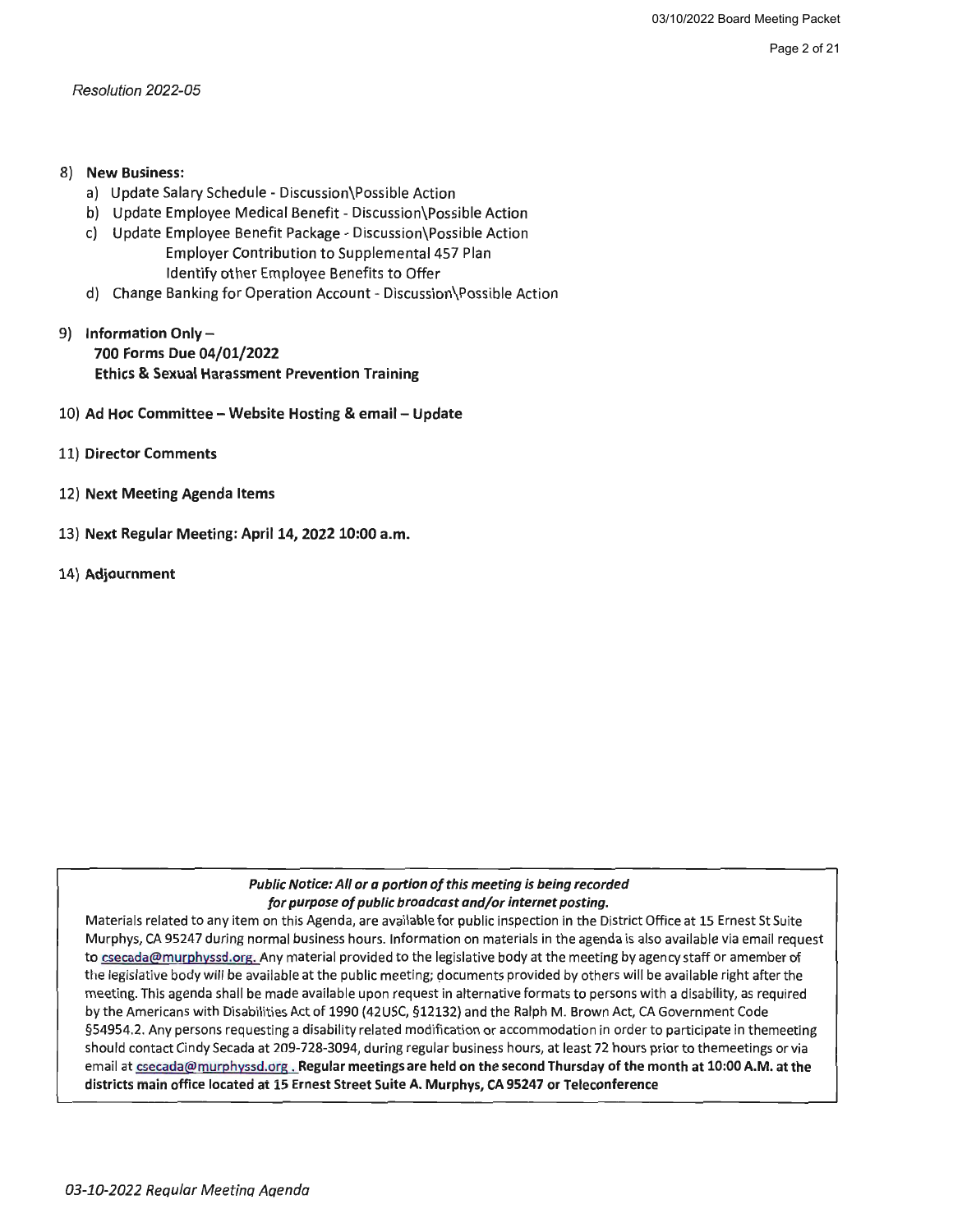*Resolution 2022-05*

8) **New Business:**
   a) Update Salary Schedule - Discussion\Possible Action
   b) Update Employee Medical Benefit - Discussion\Possible Action
   c) Update Employee Benefit Package - Discussion\Possible Action
      Employer Contribution to Supplemental 457 Plan
      Identify other Employee Benefits to Offer
   d) Change Banking for Operation Account - Discussion\Possible Action

9) **Information Only –**
   **700 Forms Due 04/01/2022**
   **Ethics & Sexual Harassment Prevention Training**

10) **Ad Hoc Committee – Website Hosting & email – Update**

11) **Director Comments**

12) **Next Meeting Agenda Items**

13) **Next Regular Meeting: April 14, 2022 10:00 a.m.**

14) **Adjournment**

***Public Notice: All or a portion of this meeting is being recorded for purpose of public broadcast and/or internet posting.***

Materials related to any item on this Agenda, are available for public inspection in the District Office at 15 Ernest St Suite Murphys, CA 95247 during normal business hours. Information on materials in the agenda is also available via email request to csecada@murphyssd.org. Any material provided to the legislative body at the meeting by agency staff or amember of the legislative body will be available at the public meeting; documents provided by others will be available right after the meeting. This agenda shall be made available upon request in alternative formats to persons with a disability, as required by the Americans with Disabilities Act of 1990 (42USC, §12132) and the Ralph M. Brown Act, CA Government Code §54954.2. Any persons requesting a disability related modification or accommodation in order to participate in themeeting should contact Cindy Secada at 209-728-3094, during regular business hours, at least 72 hours prior to themeetings or via email at csecada@murphyssd.org . **Regular meetings are held on the second Thursday of the month at 10:00 A.M. at the districts main office located at 15 Ernest Street Suite A. Murphys, CA 95247 or Teleconference**

*03-10-2022 Regular Meeting Agenda*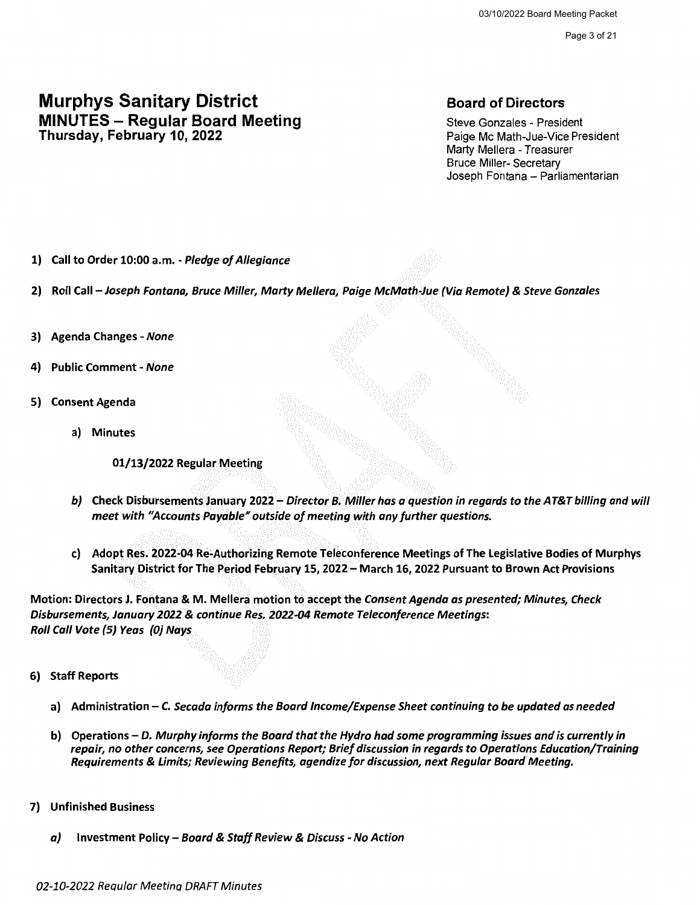# Murphys Sanitary District

## MINUTES – Regular Board Meeting

**Thursday, February 10, 2022**

**Board of Directors**

Steve Gonzales - President
Paige Mc Math-Jue-Vice President
Marty Mellera - Treasurer
Bruce Miller- Secretary
Joseph Fontana – Parliamentarian

1) **Call to Order 10:00 a.m.** - *Pledge of Allegiance*

2) **Roll Call** – *Joseph Fontana, Bruce Miller, Marty Mellera, Paige McMath-Jue (Via Remote) & Steve Gonzales*

3) **Agenda Changes** - *None*

4) **Public Comment** - *None*

5) **Consent Agenda**

   a) **Minutes**

      **01/13/2022 Regular Meeting**

   b) **Check Disbursements January 2022** – ***Director B. Miller has a question in regards to the AT&T billing and will meet with "Accounts Payable" outside of meeting with any further questions.***

   c) **Adopt Res. 2022-04 Re-Authorizing Remote Teleconference Meetings of The Legislative Bodies of Murphys Sanitary District for The Period February 15, 2022 – March 16, 2022 Pursuant to Brown Act Provisions**

**Motion: Directors J. Fontana & M. Mellera motion to accept the *Consent Agenda as presented; Minutes, Check Disbursements, January 2022 & continue Res. 2022-04 Remote Teleconference Meetings*:**
***Roll Call Vote (5) Yeas (0) Nays***

6) **Staff Reports**

   a) **Administration** – ***C. Secada informs the Board Income/Expense Sheet continuing to be updated as needed***

   b) **Operations** – ***D. Murphy informs the Board that the Hydro had some programming issues and is currently in repair, no other concerns, see Operations Report; Brief discussion in regards to Operations Education/Training Requirements & Limits; Reviewing Benefits, agendize for discussion, next Regular Board Meeting.***

7) **Unfinished Business**

   a) **Investment Policy** – ***Board & Staff Review & Discuss - No Action***

*02-10-2022 Regular Meeting DRAFT Minutes*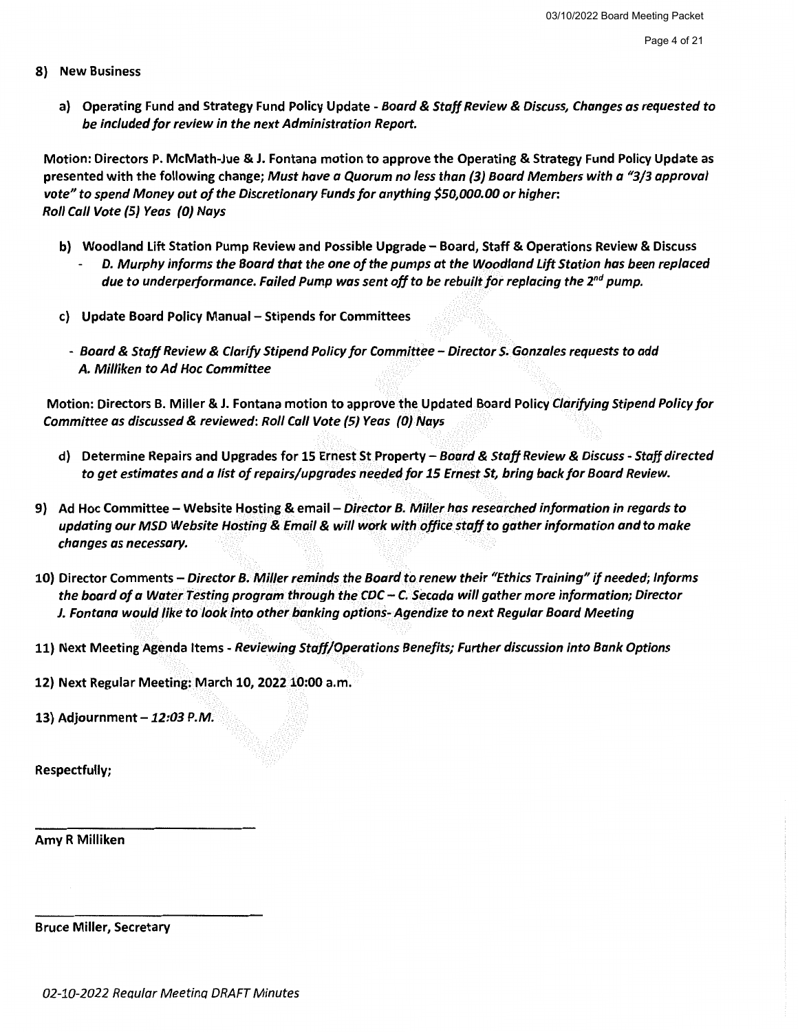**8) New Business**

**a) Operating Fund and Strategy Fund Policy Update -** ***Board & Staff Review & Discuss, Changes as requested to be included for review in the next Administration Report.***

**Motion: Directors P. McMath-Jue & J. Fontana motion to approve the Operating & Strategy Fund Policy Update as presented with the following change;** ***Must have a Quorum no less than (3) Board Members with a "3/3 approval vote" to spend Money out of the Discretionary Funds for anything $50,000.00 or higher:***
***Roll Call Vote (5) Yeas (0) Nays***

**b) Woodland Lift Station Pump Review and Possible Upgrade – Board, Staff & Operations Review & Discuss**
- ***D. Murphy informs the Board that the one of the pumps at the Woodland Lift Station has been replaced due to underperformance. Failed Pump was sent off to be rebuilt for replacing the 2nd pump.***

**c) Update Board Policy Manual – Stipends for Committees**

- ***Board & Staff Review & Clarify Stipend Policy for Committee – Director S. Gonzales requests to add A. Milliken to Ad Hoc Committee***

**Motion: Directors B. Miller & J. Fontana motion to approve the Updated Board Policy** ***Clarifying Stipend Policy for Committee as discussed & reviewed: Roll Call Vote (5) Yeas (0) Nays***

**d) Determine Repairs and Upgrades for 15 Ernest St Property –** ***Board & Staff Review & Discuss - Staff directed to get estimates and a list of repairs/upgrades needed for 15 Ernest St, bring back for Board Review.***

**9) Ad Hoc Committee – Website Hosting & email –** ***Director B. Miller has researched information in regards to updating our MSD Website Hosting & Email & will work with office staff to gather information and to make changes as necessary.***

**10) Director Comments –** ***Director B. Miller reminds the Board to renew their "Ethics Training" if needed; Informs the board of a Water Testing program through the CDC – C. Secada will gather more information; Director J. Fontana would like to look into other banking options- Agendize to next Regular Board Meeting***

**11) Next Meeting Agenda Items -** ***Reviewing Staff/Operations Benefits; Further discussion into Bank Options***

**12) Next Regular Meeting: March 10, 2022 10:00 a.m.**

**13) Adjournment –** ***12:03 P.M.***

**Respectfully;**

\_\_\_\_\_\_\_\_\_\_\_\_\_\_\_\_\_\_\_\_\_\_\_\_\_\_\_\_

**Amy R Milliken**

\_\_\_\_\_\_\_\_\_\_\_\_\_\_\_\_\_\_\_\_\_\_\_\_\_\_\_\_

**Bruce Miller, Secretary**

*02-10-2022 Regular Meeting DRAFT Minutes*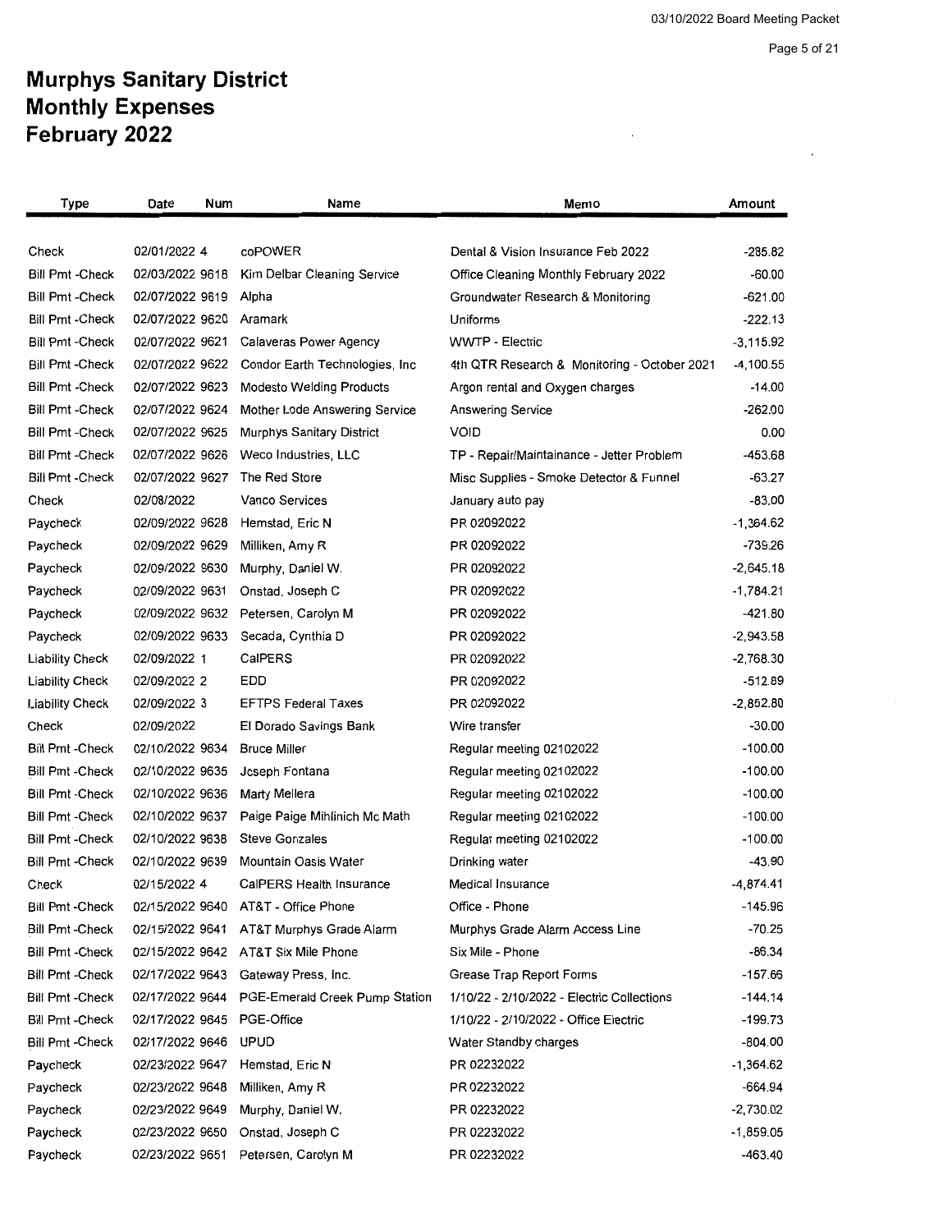# Murphys Sanitary District
# Monthly Expenses
# February 2022

| Type | Date | Num | Name | Memo | Amount |
|---|---|---|---|---|---|
| Check | 02/01/2022 | 4 | coPOWER | Dental & Vision Insurance Feb 2022 | -285.82 |
| Bill Pmt -Check | 02/03/2022 | 9618 | Kim Delbar Cleaning Service | Office Cleaning Monthly February 2022 | -60.00 |
| Bill Pmt -Check | 02/07/2022 | 9619 | Alpha | Groundwater Research & Monitoring | -621.00 |
| Bill Pmt -Check | 02/07/2022 | 9620 | Aramark | Uniforms | -222.13 |
| Bill Pmt -Check | 02/07/2022 | 9621 | Calaveras Power Agency | WWTP - Electric | -3,115.92 |
| Bill Pmt -Check | 02/07/2022 | 9622 | Condor Earth Technologies, Inc | 4th QTR Research & Monitoring - October 2021 | -4,100.55 |
| Bill Pmt -Check | 02/07/2022 | 9623 | Modesto Welding Products | Argon rental and Oxygen charges | -14.00 |
| Bill Pmt -Check | 02/07/2022 | 9624 | Mother Lode Answering Service | Answering Service | -262.00 |
| Bill Pmt -Check | 02/07/2022 | 9625 | Murphys Sanitary District | VOID | 0.00 |
| Bill Pmt -Check | 02/07/2022 | 9626 | Weco Industries, LLC | TP - Repair/Maintainance - Jetter Problem | -453.68 |
| Bill Pmt -Check | 02/07/2022 | 9627 | The Red Store | Misc Supplies - Smoke Detector & Funnel | -63.27 |
| Check | 02/08/2022 | | Vanco Services | January auto pay | -83.00 |
| Paycheck | 02/09/2022 | 9628 | Hemstad, Eric N | PR 02092022 | -1,364.62 |
| Paycheck | 02/09/2022 | 9629 | Milliken, Amy R | PR 02092022 | -739.26 |
| Paycheck | 02/09/2022 | 9630 | Murphy, Daniel W. | PR 02092022 | -2,645.18 |
| Paycheck | 02/09/2022 | 9631 | Onstad, Joseph C | PR 02092022 | -1,784.21 |
| Paycheck | 02/09/2022 | 9632 | Petersen, Carolyn M | PR 02092022 | -421.80 |
| Paycheck | 02/09/2022 | 9633 | Secada, Cynthia D | PR 02092022 | -2,943.58 |
| Liability Check | 02/09/2022 | 1 | CalPERS | PR 02092022 | -2,768.30 |
| Liability Check | 02/09/2022 | 2 | EDD | PR 02092022 | -512.89 |
| Liability Check | 02/09/2022 | 3 | EFTPS Federal Taxes | PR 02092022 | -2,852.80 |
| Check | 02/09/2022 | | El Dorado Savings Bank | Wire transfer | -30.00 |
| Bill Pmt -Check | 02/10/2022 | 9634 | Bruce Miller | Regular meeting 02102022 | -100.00 |
| Bill Pmt -Check | 02/10/2022 | 9635 | Joseph Fontana | Regular meeting 02102022 | -100.00 |
| Bill Pmt -Check | 02/10/2022 | 9636 | Marty Mellera | Regular meeting 02102022 | -100.00 |
| Bill Pmt -Check | 02/10/2022 | 9637 | Paige Paige Mihlinich Mc Math | Regular meeting 02102022 | -100.00 |
| Bill Pmt -Check | 02/10/2022 | 9638 | Steve Gonzales | Regular meeting 02102022 | -100.00 |
| Bill Pmt -Check | 02/10/2022 | 9639 | Mountain Oasis Water | Drinking water | -43.90 |
| Check | 02/15/2022 | 4 | CalPERS Health Insurance | Medical Insurance | -4,874.41 |
| Bill Pmt -Check | 02/15/2022 | 9640 | AT&T - Office Phone | Office - Phone | -145.96 |
| Bill Pmt -Check | 02/15/2022 | 9641 | AT&T Murphys Grade Alarm | Murphys Grade Alarm Access Line | -70.25 |
| Bill Pmt -Check | 02/15/2022 | 9642 | AT&T Six Mile Phone | Six Mile - Phone | -86.34 |
| Bill Pmt -Check | 02/17/2022 | 9643 | Gateway Press, Inc. | Grease Trap Report Forms | -157.66 |
| Bill Pmt -Check | 02/17/2022 | 9644 | PGE-Emerald Creek Pump Station | 1/10/22 - 2/10/2022 - Electric Collections | -144.14 |
| Bill Pmt -Check | 02/17/2022 | 9645 | PGE-Office | 1/10/22 - 2/10/2022 - Office Electric | -199.73 |
| Bill Pmt -Check | 02/17/2022 | 9646 | UPUD | Water Standby charges | -804.00 |
| Paycheck | 02/23/2022 | 9647 | Hemstad, Eric N | PR 02232022 | -1,364.62 |
| Paycheck | 02/23/2022 | 9648 | Milliken, Amy R | PR 02232022 | -664.94 |
| Paycheck | 02/23/2022 | 9649 | Murphy, Daniel W. | PR 02232022 | -2,730.02 |
| Paycheck | 02/23/2022 | 9650 | Onstad, Joseph C | PR 02232022 | -1,859.05 |
| Paycheck | 02/23/2022 | 9651 | Petersen, Carolyn M | PR 02232022 | -463.40 |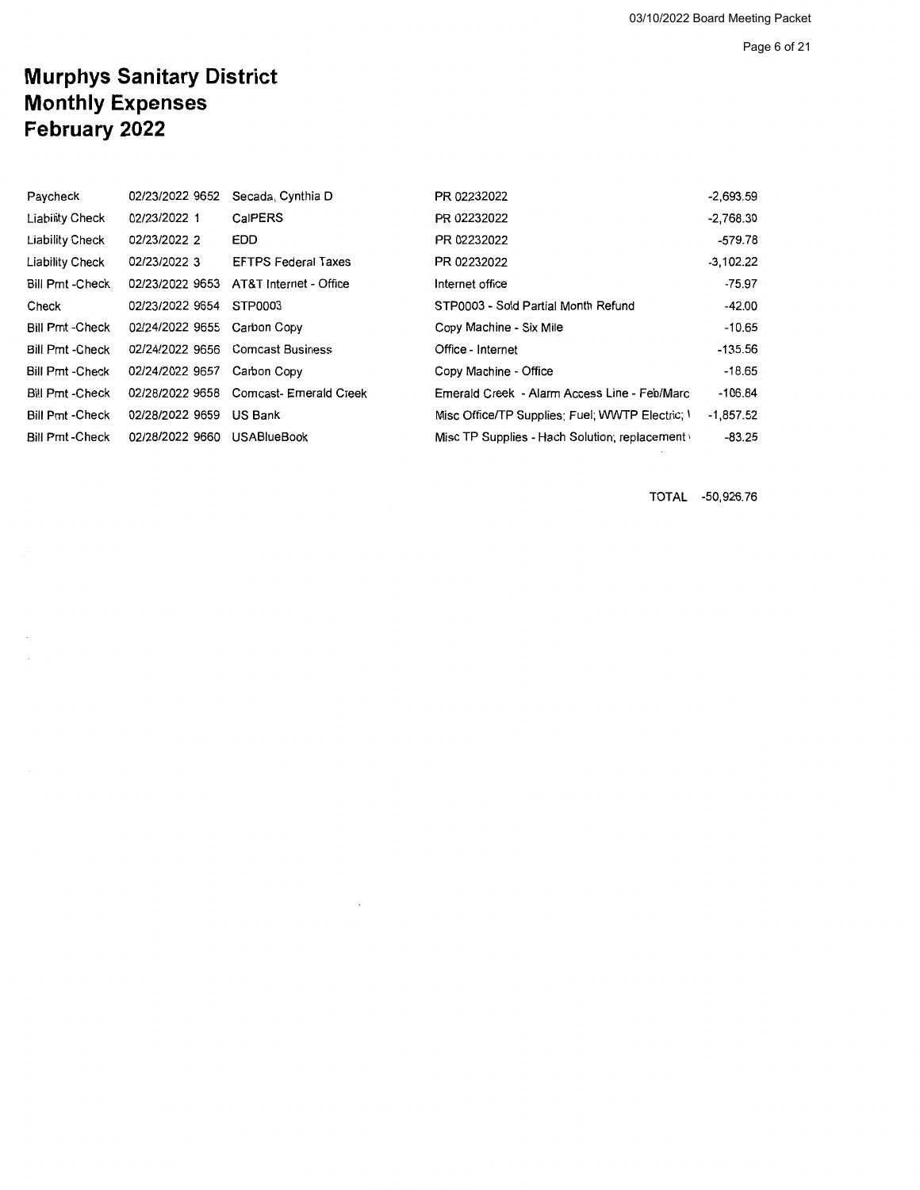# Murphys Sanitary District
# Monthly Expenses
# February 2022

| Type | Date | Num | Name | Memo | Amount |
|---|---|---|---|---|---|
| Paycheck | 02/23/2022 | 9652 | Secada, Cynthia D | PR 02232022 | -2,693.59 |
| Liability Check | 02/23/2022 | 1 | CalPERS | PR 02232022 | -2,768.30 |
| Liability Check | 02/23/2022 | 2 | EDD | PR 02232022 | -579.78 |
| Liability Check | 02/23/2022 | 3 | EFTPS Federal Taxes | PR 02232022 | -3,102.22 |
| Bill Pmt -Check | 02/23/2022 | 9653 | AT&T Internet - Office | Internet office | -75.97 |
| Check | 02/23/2022 | 9654 | STP0003 | STP0003 - Sold Partial Month Refund | -42.00 |
| Bill Pmt -Check | 02/24/2022 | 9655 | Carbon Copy | Copy Machine - Six Mile | -10.65 |
| Bill Pmt -Check | 02/24/2022 | 9656 | Comcast Business | Office - Internet | -135.56 |
| Bill Pmt -Check | 02/24/2022 | 9657 | Carbon Copy | Copy Machine - Office | -18.65 |
| Bill Pmt -Check | 02/28/2022 | 9658 | Comcast- Emerald Creek | Emerald Creek - Alarm Access Line - Feb/Marc | -106.84 |
| Bill Pmt -Check | 02/28/2022 | 9659 | US Bank | Misc Office/TP Supplies; Fuel; WWTP Electric; | -1,857.52 |
| Bill Pmt -Check | 02/28/2022 | 9660 | USABlueBook | Misc TP Supplies - Hach Solution; replacement | -83.25 |
| | | | | TOTAL | -50,926.76 |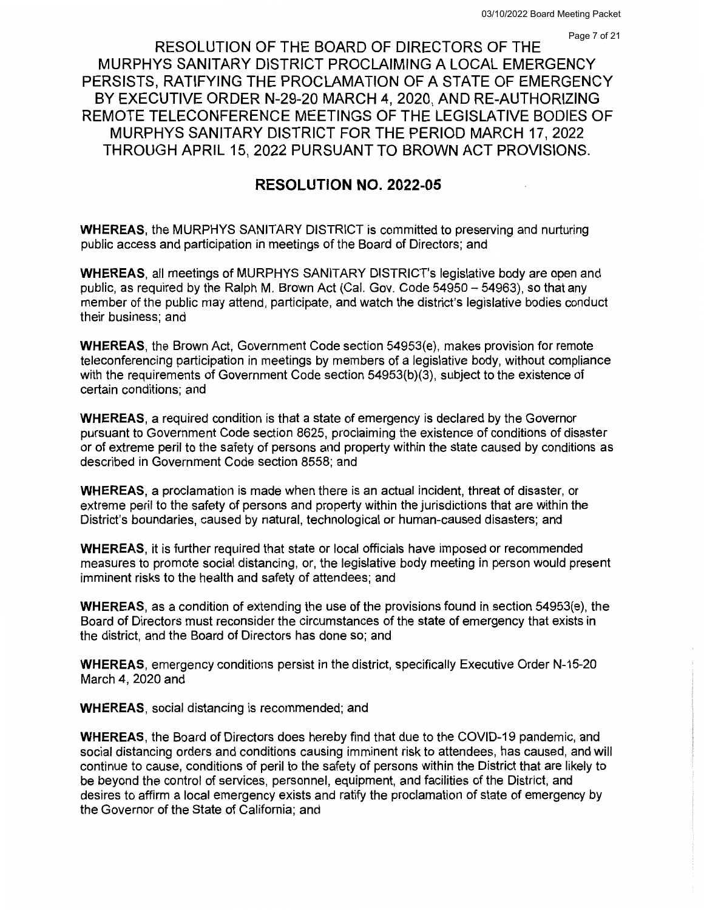# RESOLUTION OF THE BOARD OF DIRECTORS OF THE MURPHYS SANITARY DISTRICT PROCLAIMING A LOCAL EMERGENCY PERSISTS, RATIFYING THE PROCLAMATION OF A STATE OF EMERGENCY BY EXECUTIVE ORDER N-29-20 MARCH 4, 2020, AND RE-AUTHORIZING REMOTE TELECONFERENCE MEETINGS OF THE LEGISLATIVE BODIES OF MURPHYS SANITARY DISTRICT FOR THE PERIOD MARCH 17, 2022 THROUGH APRIL 15, 2022 PURSUANT TO BROWN ACT PROVISIONS.

## RESOLUTION NO. 2022-05

**WHEREAS**, the MURPHYS SANITARY DISTRICT is committed to preserving and nurturing public access and participation in meetings of the Board of Directors; and

**WHEREAS**, all meetings of MURPHYS SANITARY DISTRICT's legislative body are open and public, as required by the Ralph M. Brown Act (Cal. Gov. Code 54950 – 54963), so that any member of the public may attend, participate, and watch the district's legislative bodies conduct their business; and

**WHEREAS**, the Brown Act, Government Code section 54953(e), makes provision for remote teleconferencing participation in meetings by members of a legislative body, without compliance with the requirements of Government Code section 54953(b)(3), subject to the existence of certain conditions; and

**WHEREAS**, a required condition is that a state of emergency is declared by the Governor pursuant to Government Code section 8625, proclaiming the existence of conditions of disaster or of extreme peril to the safety of persons and property within the state caused by conditions as described in Government Code section 8558; and

**WHEREAS**, a proclamation is made when there is an actual incident, threat of disaster, or extreme peril to the safety of persons and property within the jurisdictions that are within the District's boundaries, caused by natural, technological or human-caused disasters; and

**WHEREAS**, it is further required that state or local officials have imposed or recommended measures to promote social distancing, or, the legislative body meeting in person would present imminent risks to the health and safety of attendees; and

**WHEREAS**, as a condition of extending the use of the provisions found in section 54953(e), the Board of Directors must reconsider the circumstances of the state of emergency that exists in the district, and the Board of Directors has done so; and

**WHEREAS**, emergency conditions persist in the district, specifically Executive Order N-15-20 March 4, 2020 and

**WHEREAS**, social distancing is recommended; and

**WHEREAS**, the Board of Directors does hereby find that due to the COVID-19 pandemic, and social distancing orders and conditions causing imminent risk to attendees, has caused, and will continue to cause, conditions of peril to the safety of persons within the District that are likely to be beyond the control of services, personnel, equipment, and facilities of the District, and desires to affirm a local emergency exists and ratify the proclamation of state of emergency by the Governor of the State of California; and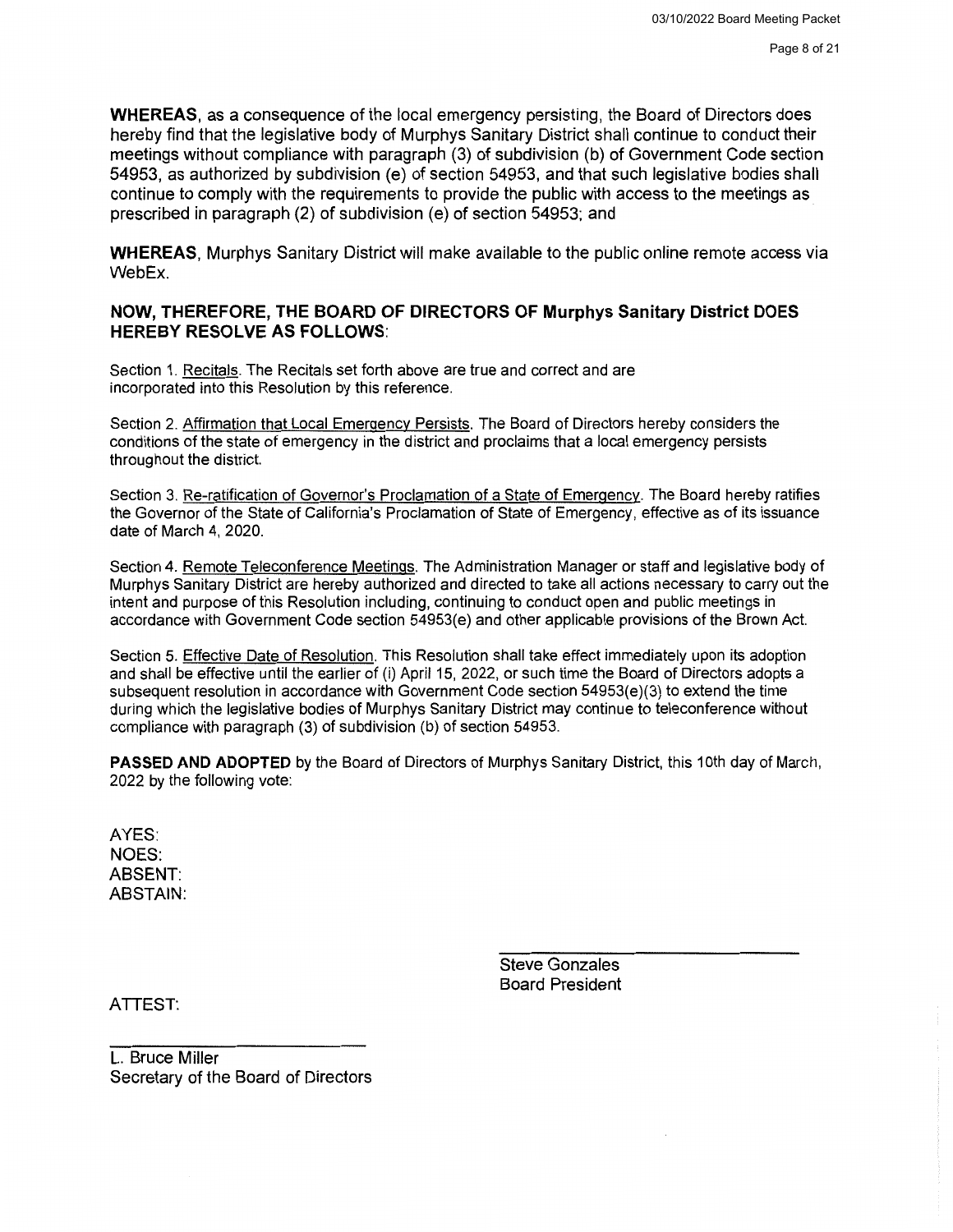**WHEREAS**, as a consequence of the local emergency persisting, the Board of Directors does hereby find that the legislative body of Murphys Sanitary District shall continue to conduct their meetings without compliance with paragraph (3) of subdivision (b) of Government Code section 54953, as authorized by subdivision (e) of section 54953, and that such legislative bodies shall continue to comply with the requirements to provide the public with access to the meetings as prescribed in paragraph (2) of subdivision (e) of section 54953; and

**WHEREAS**, Murphys Sanitary District will make available to the public online remote access via WebEx.

**NOW, THEREFORE, THE BOARD OF DIRECTORS OF Murphys Sanitary District DOES HEREBY RESOLVE AS FOLLOWS**:

Section 1. Recitals. The Recitals set forth above are true and correct and are incorporated into this Resolution by this reference.

Section 2. Affirmation that Local Emergency Persists. The Board of Directors hereby considers the conditions of the state of emergency in the district and proclaims that a local emergency persists throughout the district.

Section 3. Re-ratification of Governor's Proclamation of a State of Emergency. The Board hereby ratifies the Governor of the State of California's Proclamation of State of Emergency, effective as of its issuance date of March 4, 2020.

Section 4. Remote Teleconference Meetings. The Administration Manager or staff and legislative body of Murphys Sanitary District are hereby authorized and directed to take all actions necessary to carry out the intent and purpose of this Resolution including, continuing to conduct open and public meetings in accordance with Government Code section 54953(e) and other applicable provisions of the Brown Act.

Section 5. Effective Date of Resolution. This Resolution shall take effect immediately upon its adoption and shall be effective until the earlier of (i) April 15, 2022, or such time the Board of Directors adopts a subsequent resolution in accordance with Government Code section 54953(e)(3) to extend the time during which the legislative bodies of Murphys Sanitary District may continue to teleconference without compliance with paragraph (3) of subdivision (b) of section 54953.

**PASSED AND ADOPTED** by the Board of Directors of Murphys Sanitary District, this 10th day of March, 2022 by the following vote:

AYES:
NOES:
ABSENT:
ABSTAIN:

\_\_\_\_\_\_\_\_\_\_\_\_\_\_\_\_\_\_\_\_\_\_\_\_
Steve Gonzales
Board President

ATTEST:

\_\_\_\_\_\_\_\_\_\_\_\_\_\_\_\_\_\_\_\_\_\_\_\_
L. Bruce Miller
Secretary of the Board of Directors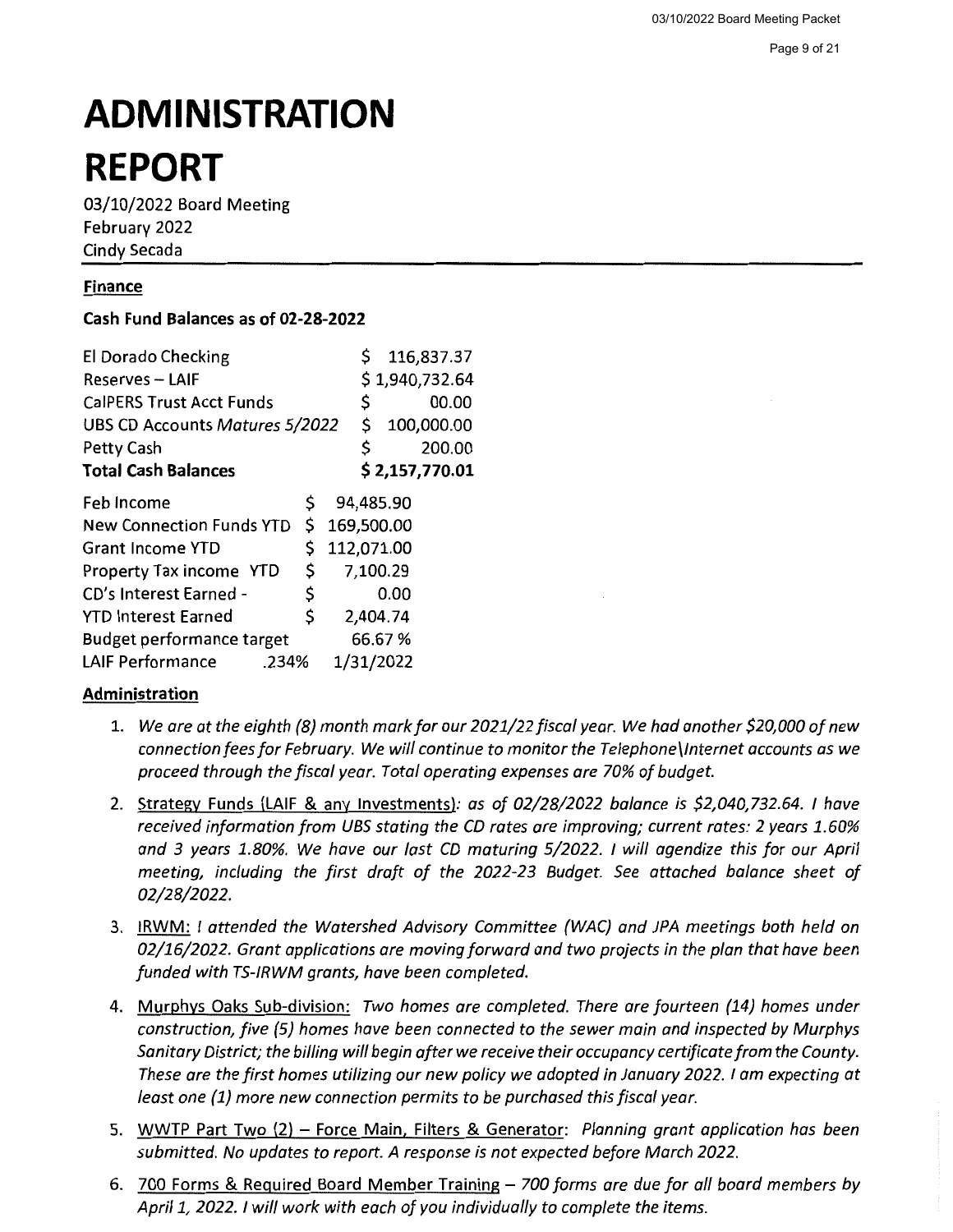# ADMINISTRATION REPORT

03/10/2022 Board Meeting
February 2022
Cindy Secada

## Finance

**Cash Fund Balances as of 02-28-2022**

| | |
|---|---|
| El Dorado Checking | $ 116,837.37 |
| Reserves – LAIF | $ 1,940,732.64 |
| CalPERS Trust Acct Funds | $ 00.00 |
| UBS CD Accounts *Matures 5/2022* | $ 100,000.00 |
| Petty Cash | $ 200.00 |
| **Total Cash Balances** | **$ 2,157,770.01** |

| | |
|---|---|
| Feb Income | $ 94,485.90 |
| New Connection Funds YTD | $ 169,500.00 |
| Grant Income YTD | $ 112,071.00 |
| Property Tax income YTD | $ 7,100.29 |
| CD's Interest Earned - | $ 0.00 |
| YTD Interest Earned | $ 2,404.74 |
| Budget performance target | 66.67 % |
| LAIF Performance .234% | 1/31/2022 |

## Administration

1. *We are at the eighth (8) month mark for our 2021/22 fiscal year. We had another $20,000 of new connection fees for February. We will continue to monitor the Telephone\Internet accounts as we proceed through the fiscal year. Total operating expenses are 70% of budget.*
2. Strategy Funds (LAIF & any Investments): *as of 02/28/2022 balance is $2,040,732.64. I have received information from UBS stating the CD rates are improving; current rates: 2 years 1.60% and 3 years 1.80%. We have our last CD maturing 5/2022. I will agendize this for our April meeting, including the first draft of the 2022-23 Budget. See attached balance sheet of 02/28/2022.*
3. IRWM: *I attended the Watershed Advisory Committee (WAC) and JPA meetings both held on 02/16/2022. Grant applications are moving forward and two projects in the plan that have been funded with TS-IRWM grants, have been completed.*
4. Murphys Oaks Sub-division: *Two homes are completed. There are fourteen (14) homes under construction, five (5) homes have been connected to the sewer main and inspected by Murphys Sanitary District; the billing will begin after we receive their occupancy certificate from the County. These are the first homes utilizing our new policy we adopted in January 2022. I am expecting at least one (1) more new connection permits to be purchased this fiscal year.*
5. WWTP Part Two (2) – Force Main, Filters & Generator: *Planning grant application has been submitted. No updates to report. A response is not expected before March 2022.*
6. 700 Forms & Required Board Member Training – *700 forms are due for all board members by April 1, 2022. I will work with each of you individually to complete the items.*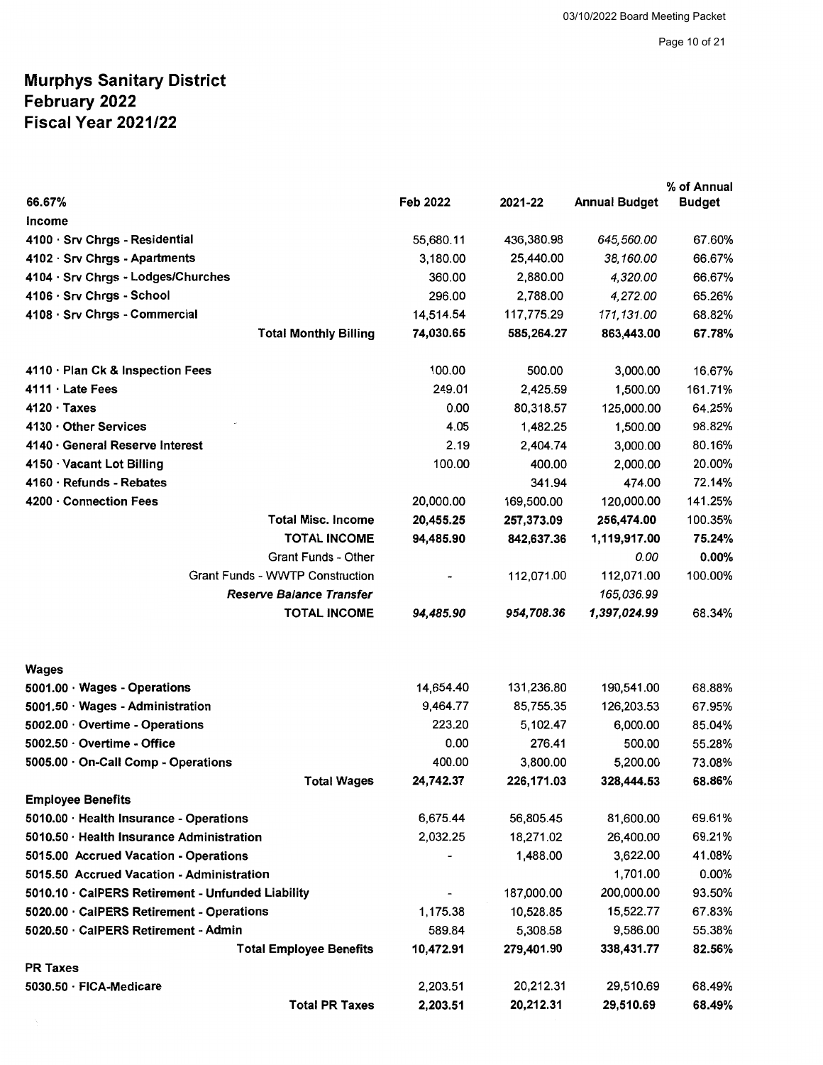# Murphys Sanitary District
## February 2022
## Fiscal Year 2021/22

| 66.67% | Feb 2022 | 2021-22 | Annual Budget | % of Annual Budget |
|---|---|---|---|---|
| **Income** | | | | |
| 4100 · Srv Chrgs - Residential | 55,680.11 | 436,380.98 | *645,560.00* | 67.60% |
| 4102 · Srv Chrgs - Apartments | 3,180.00 | 25,440.00 | *38,160.00* | 66.67% |
| 4104 · Srv Chrgs - Lodges/Churches | 360.00 | 2,880.00 | *4,320.00* | 66.67% |
| 4106 · Srv Chrgs - School | 296.00 | 2,788.00 | *4,272.00* | 65.26% |
| 4108 · Srv Chrgs - Commercial | 14,514.54 | 117,775.29 | *171,131.00* | 68.82% |
| **Total Monthly Billing** | **74,030.65** | **585,264.27** | **863,443.00** | **67.78%** |
| 4110 · Plan Ck & Inspection Fees | 100.00 | 500.00 | 3,000.00 | 16.67% |
| 4111 · Late Fees | 249.01 | 2,425.59 | 1,500.00 | 161.71% |
| 4120 · Taxes | 0.00 | 80,318.57 | 125,000.00 | 64.25% |
| 4130 · Other Services | 4.05 | 1,482.25 | 1,500.00 | 98.82% |
| 4140 · General Reserve Interest | 2.19 | 2,404.74 | 3,000.00 | 80.16% |
| 4150 · Vacant Lot Billing | 100.00 | 400.00 | 2,000.00 | 20.00% |
| 4160 · Refunds - Rebates | | 341.94 | 474.00 | 72.14% |
| 4200 · Connection Fees | 20,000.00 | 169,500.00 | 120,000.00 | 141.25% |
| **Total Misc. Income** | **20,455.25** | **257,373.09** | **256,474.00** | **100.35%** |
| **TOTAL INCOME** | **94,485.90** | **842,637.36** | **1,119,917.00** | **75.24%** |
| Grant Funds - Other | | | *0.00* | **0.00%** |
| Grant Funds - WWTP Construction | - | 112,071.00 | 112,071.00 | 100.00% |
| ***Reserve Balance Transfer*** | | | *165,036.99* | |
| **TOTAL INCOME** | ***94,485.90*** | ***954,708.36*** | ***1,397,024.99*** | 68.34% |
| **Wages** | | | | |
| 5001.00 · Wages - Operations | 14,654.40 | 131,236.80 | 190,541.00 | 68.88% |
| 5001.50 · Wages - Administration | 9,464.77 | 85,755.35 | 126,203.53 | 67.95% |
| 5002.00 · Overtime - Operations | 223.20 | 5,102.47 | 6,000.00 | 85.04% |
| 5002.50 · Overtime - Office | 0.00 | 276.41 | 500.00 | 55.28% |
| 5005.00 · On-Call Comp - Operations | 400.00 | 3,800.00 | 5,200.00 | 73.08% |
| **Total Wages** | **24,742.37** | **226,171.03** | **328,444.53** | **68.86%** |
| **Employee Benefits** | | | | |
| 5010.00 · Health Insurance - Operations | 6,675.44 | 56,805.45 | 81,600.00 | 69.61% |
| 5010.50 · Health Insurance Administration | 2,032.25 | 18,271.02 | 26,400.00 | 69.21% |
| 5015.00 Accrued Vacation - Operations | - | 1,488.00 | 3,622.00 | 41.08% |
| 5015.50 Accrued Vacation - Administration | | | 1,701.00 | 0.00% |
| 5010.10 · CalPERS Retirement - Unfunded Liability | - | 187,000.00 | 200,000.00 | 93.50% |
| 5020.00 · CalPERS Retirement - Operations | 1,175.38 | 10,528.85 | 15,522.77 | 67.83% |
| 5020.50 · CalPERS Retirement - Admin | 589.84 | 5,308.58 | 9,586.00 | 55.38% |
| **Total Employee Benefits** | **10,472.91** | **279,401.90** | **338,431.77** | **82.56%** |
| **PR Taxes** | | | | |
| 5030.50 · FICA-Medicare | 2,203.51 | 20,212.31 | 29,510.69 | 68.49% |
| **Total PR Taxes** | **2,203.51** | **20,212.31** | **29,510.69** | **68.49%** |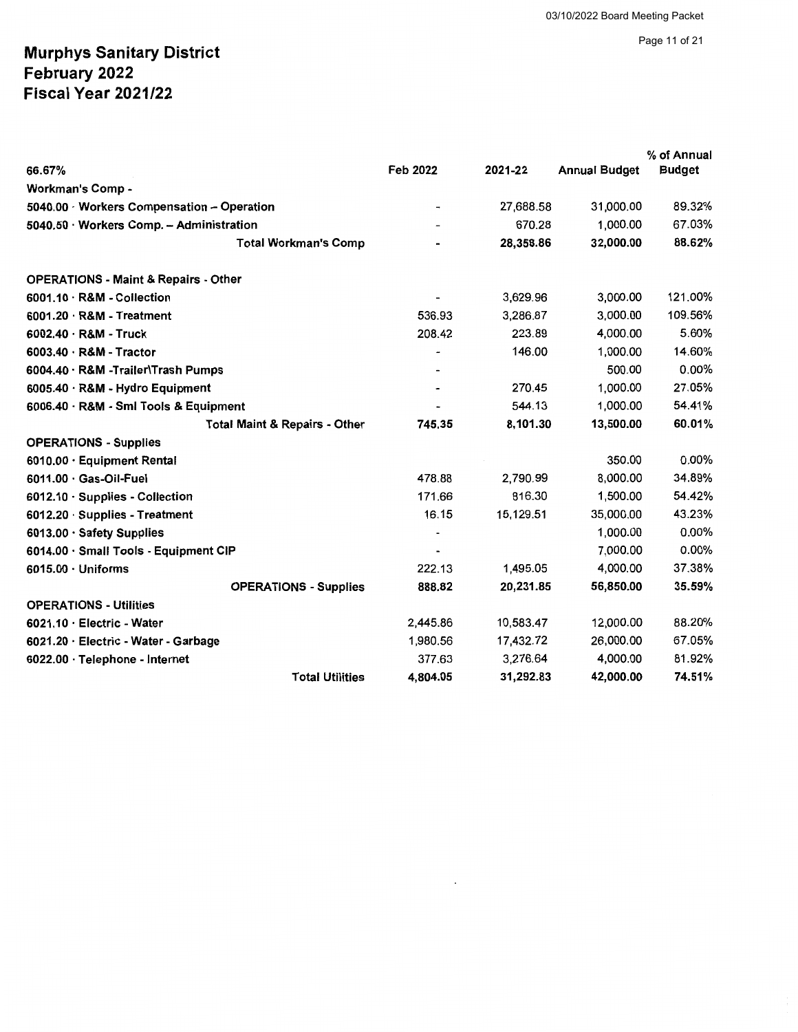# Murphys Sanitary District
## February 2022
## Fiscal Year 2021/22

| 66.67% | Feb 2022 | 2021-22 | Annual Budget | % of Annual Budget |
|---|---|---|---|---|
| **Workman's Comp -** | | | | |
| **5040.00 · Workers Compensation – Operation** | - | 27,688.58 | 31,000.00 | 89.32% |
| **5040.50 · Workers Comp. – Administration** | - | 670.28 | 1,000.00 | 67.03% |
| **Total Workman's Comp** | **-** | **28,358.86** | **32,000.00** | **88.62%** |
| | | | | |
| **OPERATIONS - Maint & Repairs - Other** | | | | |
| **6001.10 · R&M - Collection** | - | 3,629.96 | 3,000.00 | 121.00% |
| **6001.20 · R&M - Treatment** | 536.93 | 3,286.87 | 3,000.00 | 109.56% |
| **6002.40 · R&M - Truck** | 208.42 | 223.89 | 4,000.00 | 5.60% |
| **6003.40 · R&M - Tractor** | - | 146.00 | 1,000.00 | 14.60% |
| **6004.40 · R&M -Trailer\Trash Pumps** | - | | 500.00 | 0.00% |
| **6005.40 · R&M - Hydro Equipment** | - | 270.45 | 1,000.00 | 27.05% |
| **6006.40 · R&M - Sml Tools & Equipment** | - | 544.13 | 1,000.00 | 54.41% |
| **Total Maint & Repairs - Other** | **745.35** | **8,101.30** | **13,500.00** | **60.01%** |
| **OPERATIONS - Supplies** | | | | |
| **6010.00 · Equipment Rental** | | | 350.00 | 0.00% |
| **6011.00 · Gas-Oil-Fuel** | 478.88 | 2,790.99 | 8,000.00 | 34.89% |
| **6012.10 · Supplies - Collection** | 171.66 | 816.30 | 1,500.00 | 54.42% |
| **6012.20 · Supplies - Treatment** | 16.15 | 15,129.51 | 35,000.00 | 43.23% |
| **6013.00 · Safety Supplies** | - | | 1,000.00 | 0.00% |
| **6014.00 · Small Tools - Equipment CIP** | - | | 7,000.00 | 0.00% |
| **6015.00 · Uniforms** | 222.13 | 1,495.05 | 4,000.00 | 37.38% |
| **OPERATIONS - Supplies** | **888.82** | **20,231.85** | **56,850.00** | **35.59%** |
| **OPERATIONS - Utilities** | | | | |
| **6021.10 · Electric - Water** | 2,445.86 | 10,583.47 | 12,000.00 | 88.20% |
| **6021.20 · Electric - Water - Garbage** | 1,980.56 | 17,432.72 | 26,000.00 | 67.05% |
| **6022.00 · Telephone - Internet** | 377.63 | 3,276.64 | 4,000.00 | 81.92% |
| **Total Utilities** | **4,804.05** | **31,292.83** | **42,000.00** | **74.51%** |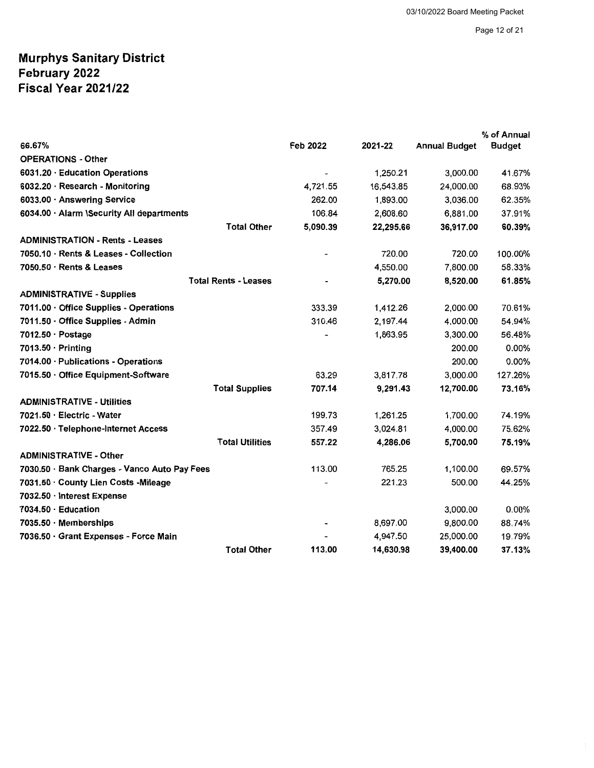# Murphys Sanitary District
## February 2022
## Fiscal Year 2021/22

| 66.67% | Feb 2022 | 2021-22 | Annual Budget | % of Annual Budget |
|---|---|---|---|---|
| **OPERATIONS - Other** | | | | |
| **6031.20 · Education Operations** | - | 1,250.21 | 3,000.00 | 41.67% |
| **6032.20 · Research - Monitoring** | 4,721.55 | 16,543.85 | 24,000.00 | 68.93% |
| **6033.00 · Answering Service** | 262.00 | 1,893.00 | 3,036.00 | 62.35% |
| **6034.00 · Alarm \Security All departments** | 106.84 | 2,608.60 | 6,881.00 | 37.91% |
| **Total Other** | **5,090.39** | **22,295.66** | **36,917.00** | **60.39%** |
| **ADMINISTRATION - Rents - Leases** | | | | |
| **7050.10 · Rents & Leases - Collection** | - | 720.00 | 720.00 | 100.00% |
| **7050.50 · Rents & Leases** | | 4,550.00 | 7,800.00 | 58.33% |
| **Total Rents - Leases** | **-** | **5,270.00** | **8,520.00** | **61.85%** |
| **ADMINISTRATIVE - Supplies** | | | | |
| **7011.00 · Office Supplies - Operations** | 333.39 | 1,412.26 | 2,000.00 | 70.61% |
| **7011.50 · Office Supplies - Admin** | 310.46 | 2,197.44 | 4,000.00 | 54.94% |
| **7012.50 · Postage** | - | 1,863.95 | 3,300.00 | 56.48% |
| **7013.50 · Printing** | | | 200.00 | 0.00% |
| **7014.00 · Publications - Operations** | | | 200.00 | 0.00% |
| **7015.50 · Office Equipment-Software** | 63.29 | 3,817.78 | 3,000.00 | 127.26% |
| **Total Supplies** | **707.14** | **9,291.43** | **12,700.00** | **73.16%** |
| **ADMINISTRATIVE - Utilities** | | | | |
| **7021.50 · Electric - Water** | 199.73 | 1,261.25 | 1,700.00 | 74.19% |
| **7022.50 · Telephone-Internet Access** | 357.49 | 3,024.81 | 4,000.00 | 75.62% |
| **Total Utilities** | **557.22** | **4,286.06** | **5,700.00** | **75.19%** |
| **ADMINISTRATIVE - Other** | | | | |
| **7030.50 · Bank Charges - Vanco Auto Pay Fees** | 113.00 | 765.25 | 1,100.00 | 69.57% |
| **7031.50 · County Lien Costs -Mileage** | - | 221.23 | 500.00 | 44.25% |
| **7032.50 · Interest Expense** | | | | |
| **7034.50 · Education** | | | 3,000.00 | 0.00% |
| **7035.50 · Memberships** | - | 8,697.00 | 9,800.00 | 88.74% |
| **7036.50 · Grant Expenses - Force Main** | - | 4,947.50 | 25,000.00 | 19.79% |
| **Total Other** | **113.00** | **14,630.98** | **39,400.00** | **37.13%** |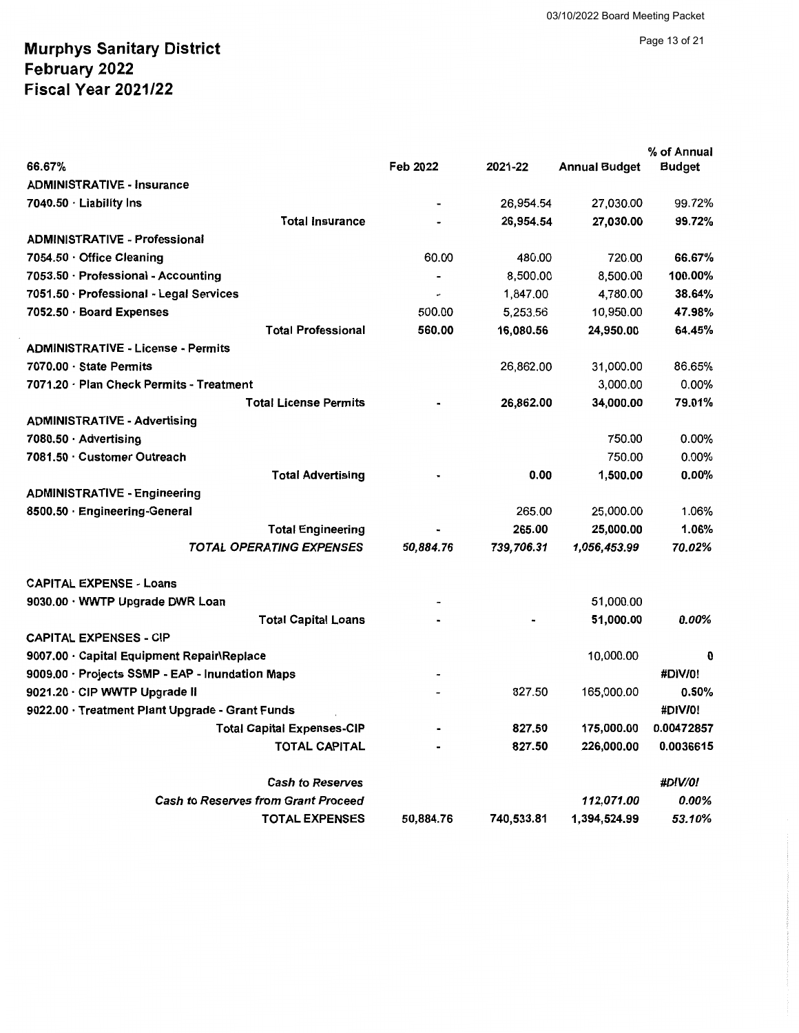# Murphys Sanitary District
## February 2022
## Fiscal Year 2021/22

| 66.67% | Feb 2022 | 2021-22 | Annual Budget | % of Annual Budget |
|---|---|---|---|---|
| ADMINISTRATIVE - Insurance | | | | |
| 7040.50 · Liability Ins | - | 26,954.54 | 27,030.00 | 99.72% |
| **Total Insurance** | **-** | **26,954.54** | **27,030.00** | **99.72%** |
| ADMINISTRATIVE - Professional | | | | |
| 7054.50 · Office Cleaning | 60.00 | 480.00 | 720.00 | 66.67% |
| 7053.50 · Professional - Accounting | - | 8,500.00 | 8,500.00 | 100.00% |
| 7051.50 · Professional - Legal Services | - | 1,847.00 | 4,780.00 | 38.64% |
| 7052.50 · Board Expenses | 500.00 | 5,253.56 | 10,950.00 | 47.98% |
| **Total Professional** | **560.00** | **16,080.56** | **24,950.00** | **64.45%** |
| ADMINISTRATIVE - License - Permits | | | | |
| 7070.00 · State Permits | | 26,862.00 | 31,000.00 | 86.65% |
| 7071.20 · Plan Check Permits - Treatment | | | 3,000.00 | 0.00% |
| **Total License Permits** | **-** | **26,862.00** | **34,000.00** | **79.01%** |
| ADMINISTRATIVE - Advertising | | | | |
| 7080.50 · Advertising | | | 750.00 | 0.00% |
| 7081.50 · Customer Outreach | | | 750.00 | 0.00% |
| **Total Advertising** | **-** | **0.00** | **1,500.00** | **0.00%** |
| ADMINISTRATIVE - Engineering | | | | |
| 8500.50 · Engineering-General | | 265.00 | 25,000.00 | 1.06% |
| **Total Engineering** | **-** | **265.00** | **25,000.00** | **1.06%** |
| *TOTAL OPERATING EXPENSES* | *50,884.76* | *739,706.31* | *1,056,453.99* | *70.02%* |
| | | | | |
| CAPITAL EXPENSE - Loans | | | | |
| 9030.00 · WWTP Upgrade DWR Loan | - | | 51,000.00 | |
| **Total Capital Loans** | **-** | **-** | **51,000.00** | ***0.00%*** |
| CAPITAL EXPENSES - CIP | | | | |
| 9007.00 · Capital Equipment Repair\Replace | | | 10,000.00 | **0** |
| 9009.00 · Projects SSMP - EAP - Inundation Maps | - | | | **#DIV/0!** |
| 9021.20 · CIP WWTP Upgrade II | - | 827.50 | 165,000.00 | **0.50%** |
| 9022.00 · Treatment Plant Upgrade - Grant Funds | | | | **#DIV/0!** |
| **Total Capital Expenses-CIP** | **-** | **827.50** | **175,000.00** | **0.00472857** |
| **TOTAL CAPITAL** | **-** | **827.50** | **226,000.00** | **0.0036615** |
| | | | | |
| *Cash to Reserves* | | | | *#DIV/0!* |
| *Cash to Reserves from Grant Proceed* | | | *112,071.00* | *0.00%* |
| **TOTAL EXPENSES** | **50,884.76** | **740,533.81** | **1,394,524.99** | ***53.10%*** |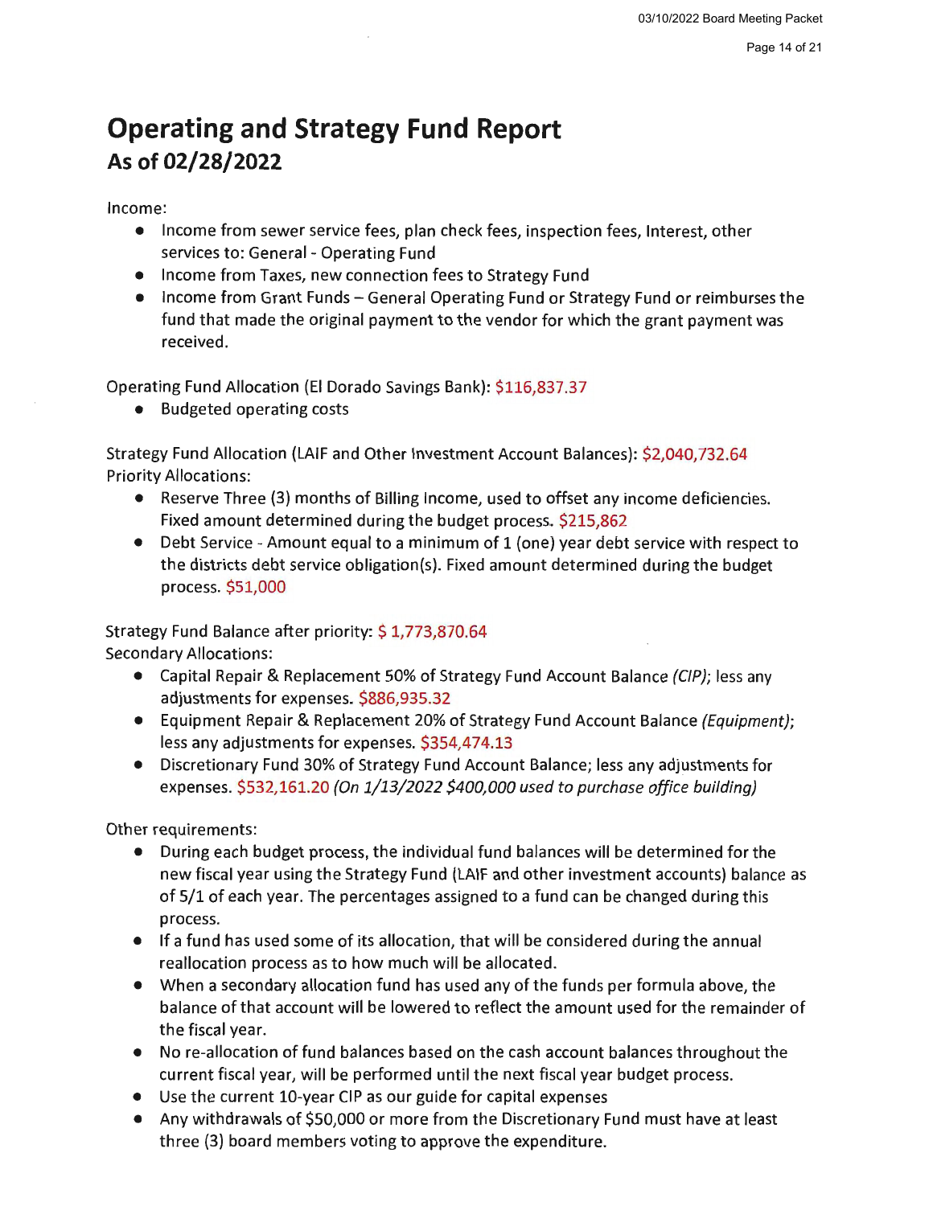# Operating and Strategy Fund Report
## As of 02/28/2022

Income:

- Income from sewer service fees, plan check fees, inspection fees, Interest, other services to: General - Operating Fund
- Income from Taxes, new connection fees to Strategy Fund
- Income from Grant Funds – General Operating Fund or Strategy Fund or reimburses the fund that made the original payment to the vendor for which the grant payment was received.

Operating Fund Allocation (El Dorado Savings Bank): $116,837.37

- Budgeted operating costs

Strategy Fund Allocation (LAIF and Other Investment Account Balances): $2,040,732.64
Priority Allocations:

- Reserve Three (3) months of Billing Income, used to offset any income deficiencies. Fixed amount determined during the budget process. $215,862
- Debt Service - Amount equal to a minimum of 1 (one) year debt service with respect to the districts debt service obligation(s). Fixed amount determined during the budget process. $51,000

Strategy Fund Balance after priority: $ 1,773,870.64
Secondary Allocations:

- Capital Repair & Replacement 50% of Strategy Fund Account Balance *(CIP)*; less any adjustments for expenses. $886,935.32
- Equipment Repair & Replacement 20% of Strategy Fund Account Balance *(Equipment)*; less any adjustments for expenses. $354,474.13
- Discretionary Fund 30% of Strategy Fund Account Balance; less any adjustments for expenses. $532,161.20 *(On 1/13/2022 $400,000 used to purchase office building)*

Other requirements:

- During each budget process, the individual fund balances will be determined for the new fiscal year using the Strategy Fund (LAIF and other investment accounts) balance as of 5/1 of each year. The percentages assigned to a fund can be changed during this process.
- If a fund has used some of its allocation, that will be considered during the annual reallocation process as to how much will be allocated.
- When a secondary allocation fund has used any of the funds per formula above, the balance of that account will be lowered to reflect the amount used for the remainder of the fiscal year.
- No re-allocation of fund balances based on the cash account balances throughout the current fiscal year, will be performed until the next fiscal year budget process.
- Use the current 10-year CIP as our guide for capital expenses
- Any withdrawals of $50,000 or more from the Discretionary Fund must have at least three (3) board members voting to approve the expenditure.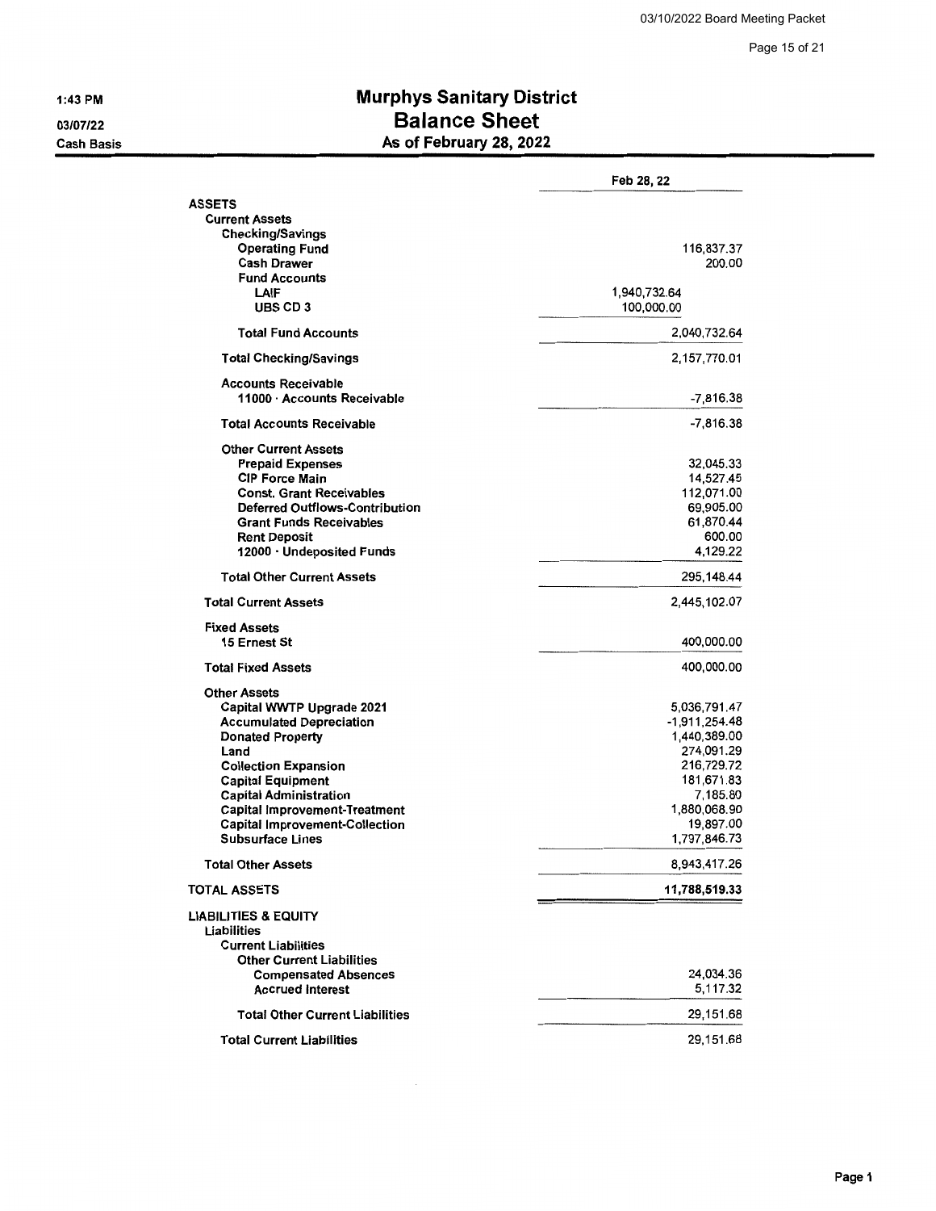1:43 PM
03/07/22
Cash Basis

# Murphys Sanitary District
## Balance Sheet
### As of February 28, 2022

| | | Feb 28, 22 |
|---|---|---|
| **ASSETS** | | |
| **Current Assets** | | |
| **Checking/Savings** | | |
| **Operating Fund** | | 116,837.37 |
| **Cash Drawer** | | 200.00 |
| **Fund Accounts** | | |
| **LAIF** | 1,940,732.64 | |
| **UBS CD 3** | 100,000.00 | |
| **Total Fund Accounts** | | 2,040,732.64 |
| **Total Checking/Savings** | | 2,157,770.01 |
| **Accounts Receivable** | | |
| **11000 · Accounts Receivable** | | -7,816.38 |
| **Total Accounts Receivable** | | -7,816.38 |
| **Other Current Assets** | | |
| **Prepaid Expenses** | | 32,045.33 |
| **CIP Force Main** | | 14,527.45 |
| **Const. Grant Receivables** | | 112,071.00 |
| **Deferred Outflows-Contribution** | | 69,905.00 |
| **Grant Funds Receivables** | | 61,870.44 |
| **Rent Deposit** | | 600.00 |
| **12000 · Undeposited Funds** | | 4,129.22 |
| **Total Other Current Assets** | | 295,148.44 |
| **Total Current Assets** | | 2,445,102.07 |
| **Fixed Assets** | | |
| **15 Ernest St** | | 400,000.00 |
| **Total Fixed Assets** | | 400,000.00 |
| **Other Assets** | | |
| **Capital WWTP Upgrade 2021** | | 5,036,791.47 |
| **Accumulated Depreciation** | | -1,911,254.48 |
| **Donated Property** | | 1,440,389.00 |
| **Land** | | 274,091.29 |
| **Collection Expansion** | | 216,729.72 |
| **Capital Equipment** | | 181,671.83 |
| **Capital Administration** | | 7,185.80 |
| **Capital Improvement-Treatment** | | 1,880,068.90 |
| **Capital Improvement-Collection** | | 19,897.00 |
| **Subsurface Lines** | | 1,797,846.73 |
| **Total Other Assets** | | 8,943,417.26 |
| **TOTAL ASSETS** | | **11,788,519.33** |
| **LIABILITIES & EQUITY** | | |
| **Liabilities** | | |
| **Current Liabilities** | | |
| **Other Current Liabilities** | | |
| **Compensated Absences** | | 24,034.36 |
| **Accrued Interest** | | 5,117.32 |
| **Total Other Current Liabilities** | | 29,151.68 |
| **Total Current Liabilities** | | 29,151.68 |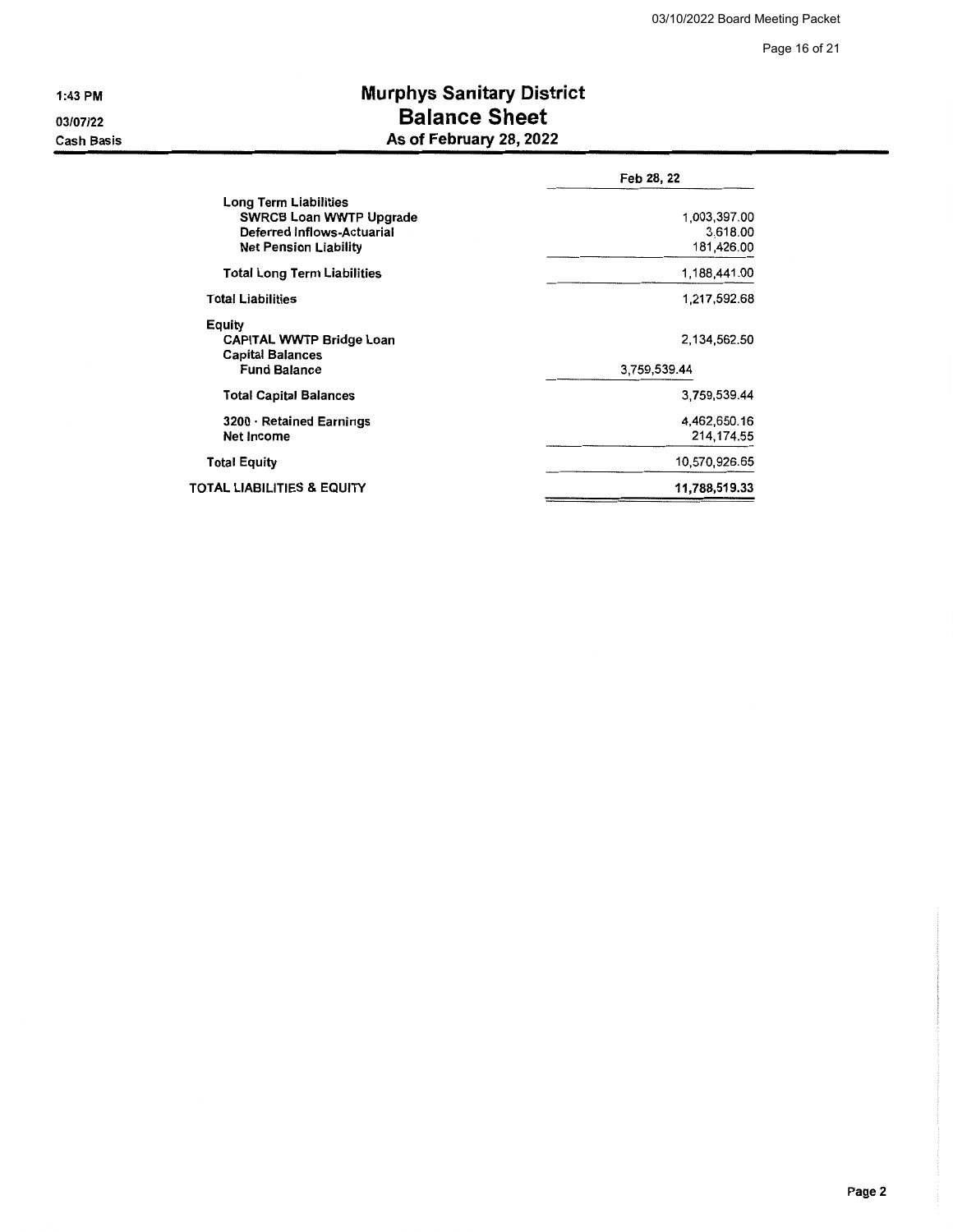1:43 PM
03/07/22
Cash Basis

# Murphys Sanitary District
## Balance Sheet
### As of February 28, 2022

| | | Feb 28, 22 |
|---|---|---|
| **Long Term Liabilities** | | |
| SWRCB Loan WWTP Upgrade | | 1,003,397.00 |
| Deferred Inflows-Actuarial | | 3,618.00 |
| Net Pension Liability | | 181,426.00 |
| **Total Long Term Liabilities** | | 1,188,441.00 |
| **Total Liabilities** | | 1,217,592.68 |
| **Equity** | | |
| CAPITAL WWTP Bridge Loan | | 2,134,562.50 |
| Capital Balances | | |
| Fund Balance | 3,759,539.44 | |
| **Total Capital Balances** | | 3,759,539.44 |
| 3200 · Retained Earnings | | 4,462,650.16 |
| Net Income | | 214,174.55 |
| **Total Equity** | | 10,570,926.65 |
| **TOTAL LIABILITIES & EQUITY** | | **11,788,519.33** |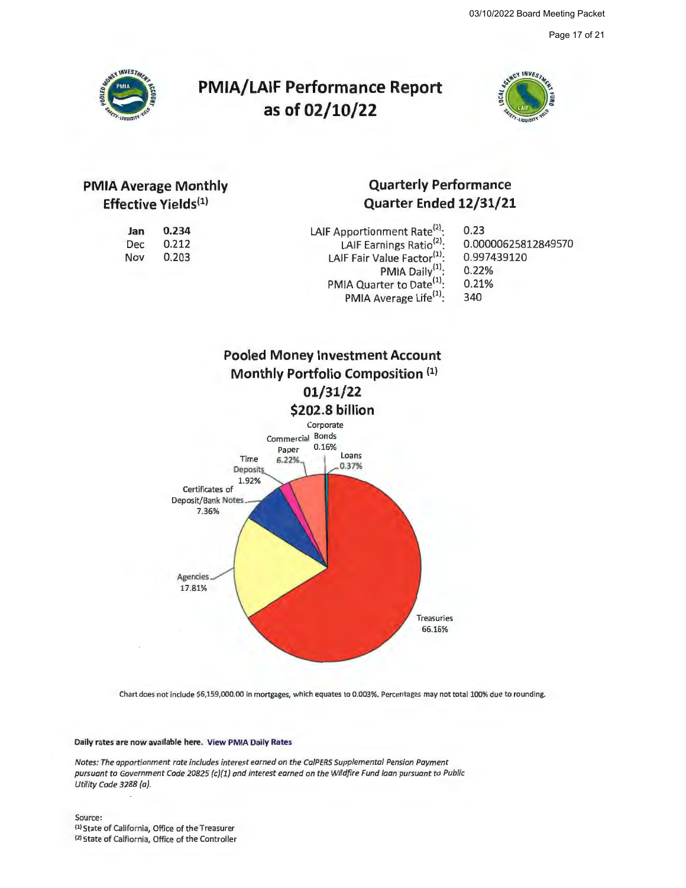# PMIA/LAIF Performance Report as of 02/10/22

## PMIA Average Monthly Effective Yields[1]

| | |
|---|---|
| **Jan** | **0.234** |
| Dec | 0.212 |
| Nov | 0.203 |

## Quarterly Performance Quarter Ended 12/31/21

| | |
|---|---|
| LAIF Apportionment Rate[2]: | 0.23 |
| LAIF Earnings Ratio[2]: | 0.00000625812849570 |
| LAIF Fair Value Factor[1]: | 0.997439120 |
| PMIA Daily[1]: | 0.22% |
| PMIA Quarter to Date[1]: | 0.21% |
| PMIA Average Life[1]: | 340 |

## Pooled Money Investment Account Monthly Portfolio Composition [1] 01/31/22 $202.8 billion

| Category | Percentage |
|---|---|
| Treasuries | 66.16% |
| Agencies | 17.81% |
| Certificates of Deposit/Bank Notes | 7.36% |
| Time Deposits | 1.92% |
| Commercial Paper | 6.22% |
| Corporate Bonds | 0.16% |
| Loans | 0.37% |

Chart does not include $6,159,000.00 in mortgages, which equates to 0.003%. Percentages may not total 100% due to rounding.

**Daily rates are now available here. View PMIA Daily Rates**

*Notes: The apportionment rate includes interest earned on the CalPERS Supplemental Pension Payment pursuant to Government Code 20825 (c)(1) and interest earned on the Wildfire Fund loan pursuant to Public Utility Code 3288 (a).*

Source:
[1] State of California, Office of the Treasurer
[2] State of Calfiornia, Office of the Controller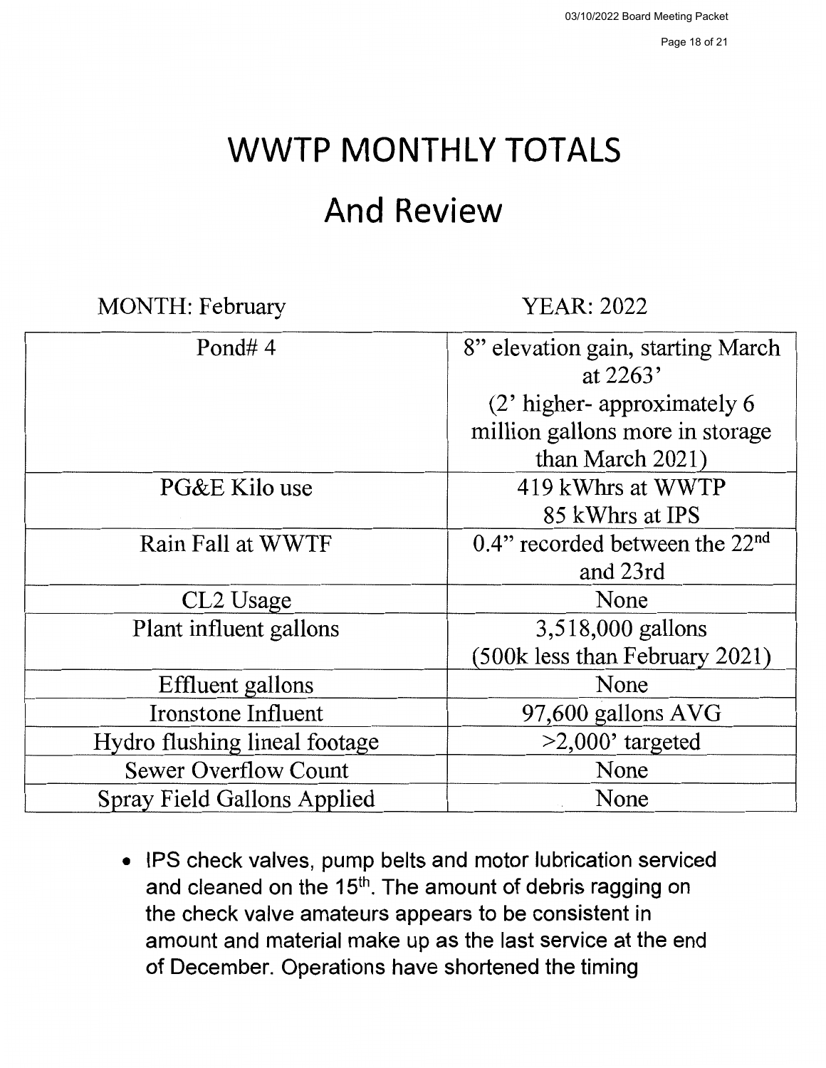# WWTP MONTHLY TOTALS

# And Review

MONTH: February YEAR: 2022

| | |
|---|---|
| Pond# 4 | 8" elevation gain, starting March at 2263' (2' higher- approximately 6 million gallons more in storage than March 2021) |
| PG&E Kilo use | 419 kWhrs at WWTP<br>85 kWhrs at IPS |
| Rain Fall at WWTF | 0.4" recorded between the 22nd and 23rd |
| CL2 Usage | None |
| Plant influent gallons | 3,518,000 gallons<br>(500k less than February 2021) |
| Effluent gallons | None |
| Ironstone Influent | 97,600 gallons AVG |
| Hydro flushing lineal footage | >2,000' targeted |
| Sewer Overflow Count | None |
| Spray Field Gallons Applied | None |

- IPS check valves, pump belts and motor lubrication serviced and cleaned on the 15th. The amount of debris ragging on the check valve amateurs appears to be consistent in amount and material make up as the last service at the end of December. Operations have shortened the timing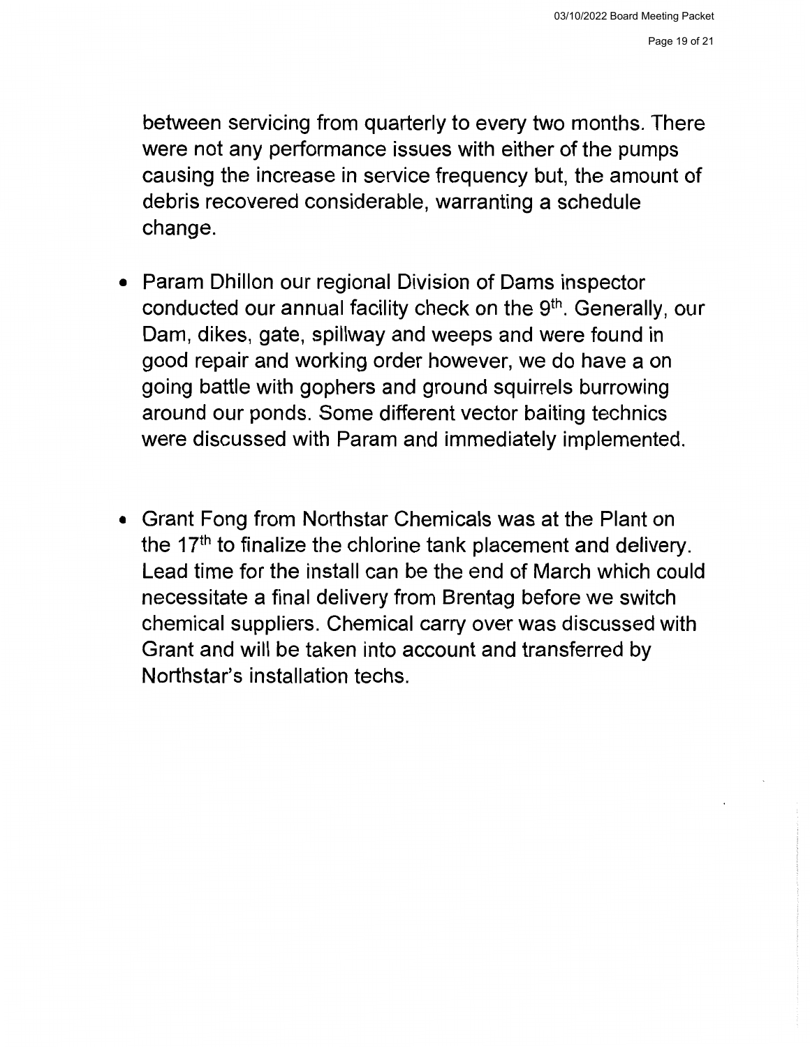between servicing from quarterly to every two months. There were not any performance issues with either of the pumps causing the increase in service frequency but, the amount of debris recovered considerable, warranting a schedule change.

- Param Dhillon our regional Division of Dams inspector conducted our annual facility check on the 9th. Generally, our Dam, dikes, gate, spillway and weeps and were found in good repair and working order however, we do have a on going battle with gophers and ground squirrels burrowing around our ponds. Some different vector baiting technics were discussed with Param and immediately implemented.

- Grant Fong from Northstar Chemicals was at the Plant on the 17th to finalize the chlorine tank placement and delivery. Lead time for the install can be the end of March which could necessitate a final delivery from Brentag before we switch chemical suppliers. Chemical carry over was discussed with Grant and will be taken into account and transferred by Northstar's installation techs.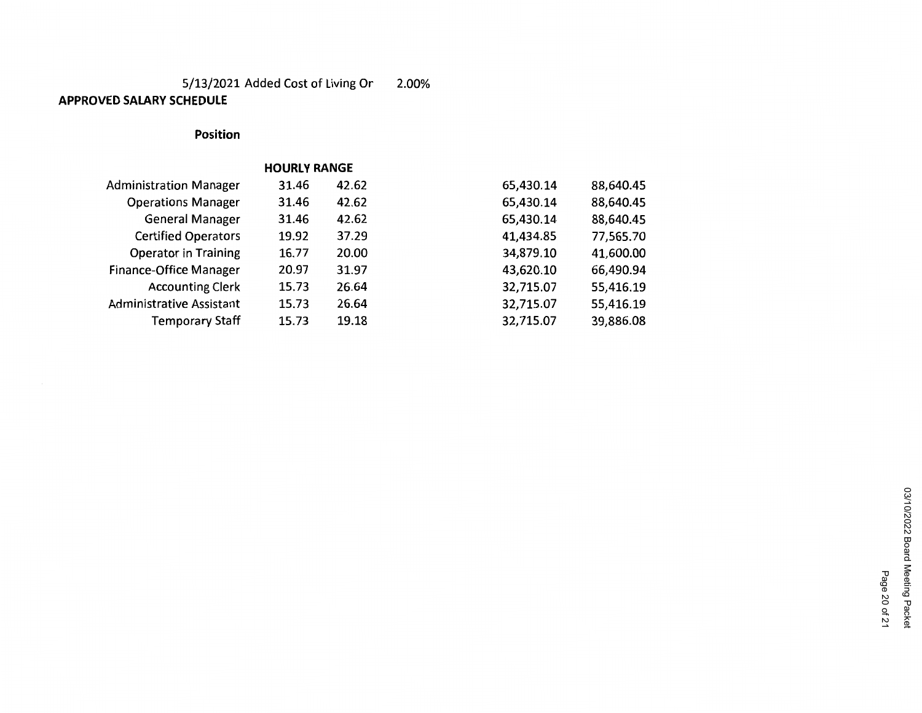5/13/2021 Added Cost of Living Or 2.00%

**APPROVED SALARY SCHEDULE**

| **Position** | **HOURLY RANGE** | | | |
|---|---|---|---|---|
| Administration Manager | 31.46 | 42.62 | 65,430.14 | 88,640.45 |
| Operations Manager | 31.46 | 42.62 | 65,430.14 | 88,640.45 |
| General Manager | 31.46 | 42.62 | 65,430.14 | 88,640.45 |
| Certified Operators | 19.92 | 37.29 | 41,434.85 | 77,565.70 |
| Operator in Training | 16.77 | 20.00 | 34,879.10 | 41,600.00 |
| Finance-Office Manager | 20.97 | 31.97 | 43,620.10 | 66,490.94 |
| Accounting Clerk | 15.73 | 26.64 | 32,715.07 | 55,416.19 |
| Administrative Assistant | 15.73 | 26.64 | 32,715.07 | 55,416.19 |
| Temporary Staff | 15.73 | 19.18 | 32,715.07 | 39,886.08 |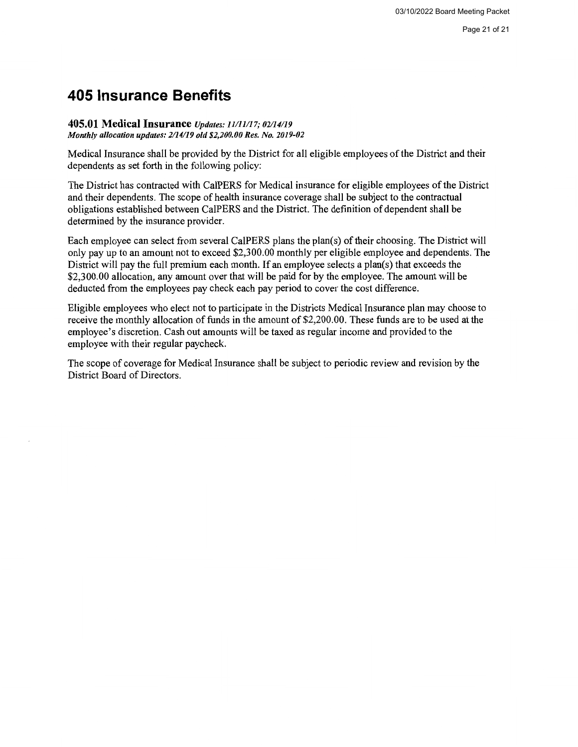# 405 Insurance Benefits

### 405.01 Medical Insurance *Updates: 11/11/17; 02/14/19*

***Monthly allocation updates: 2/14/19 old $2,200.00 Res. No. 2019-02***

Medical Insurance shall be provided by the District for all eligible employees of the District and their dependents as set forth in the following policy:

The District has contracted with CalPERS for Medical insurance for eligible employees of the District and their dependents. The scope of health insurance coverage shall be subject to the contractual obligations established between CalPERS and the District. The definition of dependent shall be determined by the insurance provider.

Each employee can select from several CalPERS plans the plan(s) of their choosing. The District will only pay up to an amount not to exceed $2,300.00 monthly per eligible employee and dependents. The District will pay the full premium each month. If an employee selects a plan(s) that exceeds the $2,300.00 allocation, any amount over that will be paid for by the employee. The amount will be deducted from the employees pay check each pay period to cover the cost difference.

Eligible employees who elect not to participate in the Districts Medical Insurance plan may choose to receive the monthly allocation of funds in the amount of $2,200.00. These funds are to be used at the employee's discretion. Cash out amounts will be taxed as regular income and provided to the employee with their regular paycheck.

The scope of coverage for Medical Insurance shall be subject to periodic review and revision by the District Board of Directors.